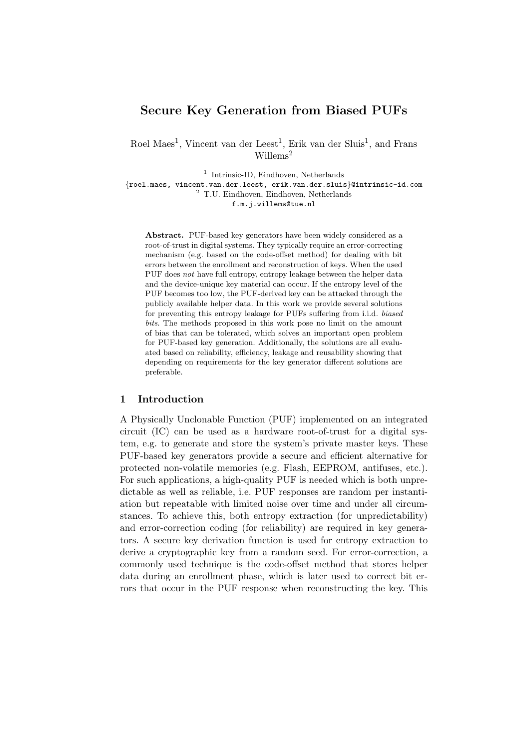# Secure Key Generation from Biased PUFs

Roel Maes[1], Vincent van der Leest[1], Erik van der Sluis[1], and Frans Willems[2]

[1] Intrinsic-ID, Eindhoven, Netherlands
{roel.maes, vincent.van.der.leest, erik.van.der.sluis}@intrinsic-id.com
[2] T.U. Eindhoven, Eindhoven, Netherlands
f.m.j.willems@tue.nl

**Abstract.** PUF-based key generators have been widely considered as a root-of-trust in digital systems. They typically require an error-correcting mechanism (e.g. based on the code-offset method) for dealing with bit errors between the enrollment and reconstruction of keys. When the used PUF does *not* have full entropy, entropy leakage between the helper data and the device-unique key material can occur. If the entropy level of the PUF becomes too low, the PUF-derived key can be attacked through the publicly available helper data. In this work we provide several solutions for preventing this entropy leakage for PUFs suffering from i.i.d. *biased bits*. The methods proposed in this work pose no limit on the amount of bias that can be tolerated, which solves an important open problem for PUF-based key generation. Additionally, the solutions are all evaluated based on reliability, efficiency, leakage and reusability showing that depending on requirements for the key generator different solutions are preferable.

## 1 Introduction

A Physically Unclonable Function (PUF) implemented on an integrated circuit (IC) can be used as a hardware root-of-trust for a digital system, e.g. to generate and store the system's private master keys. These PUF-based key generators provide a secure and efficient alternative for protected non-volatile memories (e.g. Flash, EEPROM, antifuses, etc.). For such applications, a high-quality PUF is needed which is both unpredictable as well as reliable, i.e. PUF responses are random per instantiation but repeatable with limited noise over time and under all circumstances. To achieve this, both entropy extraction (for unpredictability) and error-correction coding (for reliability) are required in key generators. A secure key derivation function is used for entropy extraction to derive a cryptographic key from a random seed. For error-correction, a commonly used technique is the code-offset method that stores helper data during an enrollment phase, which is later used to correct bit errors that occur in the PUF response when reconstructing the key. This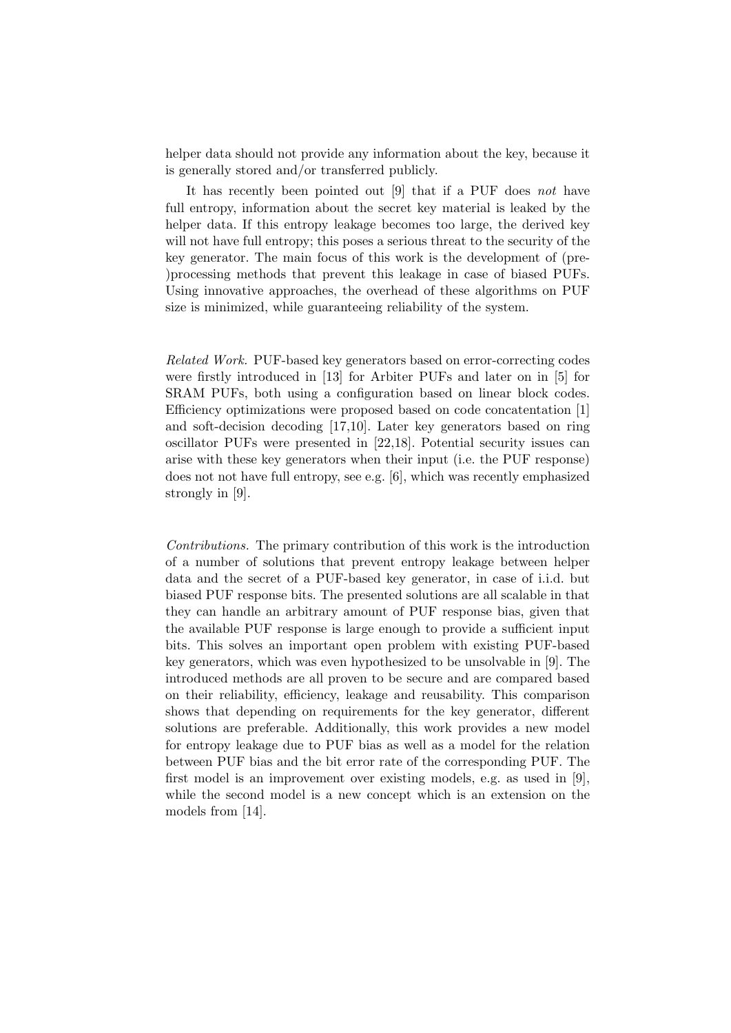helper data should not provide any information about the key, because it is generally stored and/or transferred publicly.

It has recently been pointed out [9] that if a PUF does *not* have full entropy, information about the secret key material is leaked by the helper data. If this entropy leakage becomes too large, the derived key will not have full entropy; this poses a serious threat to the security of the key generator. The main focus of this work is the development of (pre-)processing methods that prevent this leakage in case of biased PUFs. Using innovative approaches, the overhead of these algorithms on PUF size is minimized, while guaranteeing reliability of the system.

*Related Work.* PUF-based key generators based on error-correcting codes were firstly introduced in [13] for Arbiter PUFs and later on in [5] for SRAM PUFs, both using a configuration based on linear block codes. Efficiency optimizations were proposed based on code concatentation [1] and soft-decision decoding [17,10]. Later key generators based on ring oscillator PUFs were presented in [22,18]. Potential security issues can arise with these key generators when their input (i.e. the PUF response) does not not have full entropy, see e.g. [6], which was recently emphasized strongly in [9].

*Contributions.* The primary contribution of this work is the introduction of a number of solutions that prevent entropy leakage between helper data and the secret of a PUF-based key generator, in case of i.i.d. but biased PUF response bits. The presented solutions are all scalable in that they can handle an arbitrary amount of PUF response bias, given that the available PUF response is large enough to provide a sufficient input bits. This solves an important open problem with existing PUF-based key generators, which was even hypothesized to be unsolvable in [9]. The introduced methods are all proven to be secure and are compared based on their reliability, efficiency, leakage and reusability. This comparison shows that depending on requirements for the key generator, different solutions are preferable. Additionally, this work provides a new model for entropy leakage due to PUF bias as well as a model for the relation between PUF bias and the bit error rate of the corresponding PUF. The first model is an improvement over existing models, e.g. as used in [9], while the second model is a new concept which is an extension on the models from [14].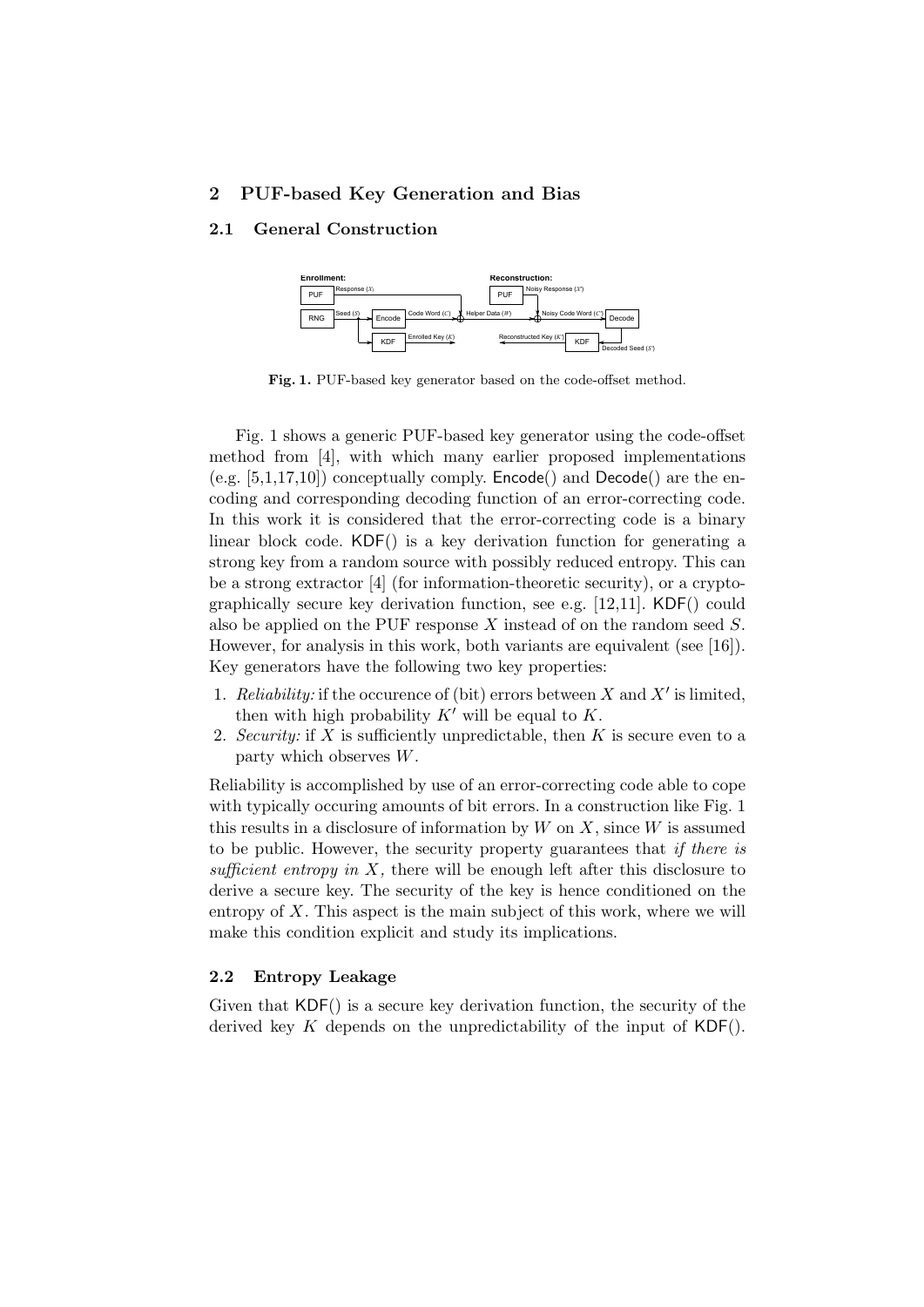## 2 PUF-based Key Generation and Bias

### 2.1 General Construction

**Fig. 1.** PUF-based key generator based on the code-offset method.

Fig. 1 shows a generic PUF-based key generator using the code-offset method from [4], with which many earlier proposed implementations (e.g. [5,1,17,10]) conceptually comply. Encode() and Decode() are the encoding and corresponding decoding function of an error-correcting code. In this work it is considered that the error-correcting code is a binary linear block code. KDF() is a key derivation function for generating a strong key from a random source with possibly reduced entropy. This can be a strong extractor [4] (for information-theoretic security), or a cryptographically secure key derivation function, see e.g. [12,11]. KDF() could also be applied on the PUF response $X$ instead of on the random seed $S$. However, for analysis in this work, both variants are equivalent (see [16]). Key generators have the following two key properties:

1. *Reliability:* if the occurence of (bit) errors between $X$ and $X'$ is limited, then with high probability $K'$ will be equal to $K$.
2. *Security:* if $X$ is sufficiently unpredictable, then $K$ is secure even to a party which observes $W$.

Reliability is accomplished by use of an error-correcting code able to cope with typically occuring amounts of bit errors. In a construction like Fig. 1 this results in a disclosure of information by $W$ on $X$, since $W$ is assumed to be public. However, the security property guarantees that *if there is sufficient entropy in $X$,* there will be enough left after this disclosure to derive a secure key. The security of the key is hence conditioned on the entropy of $X$. This aspect is the main subject of this work, where we will make this condition explicit and study its implications.

### 2.2 Entropy Leakage

Given that KDF() is a secure key derivation function, the security of the derived key $K$ depends on the unpredictability of the input of KDF().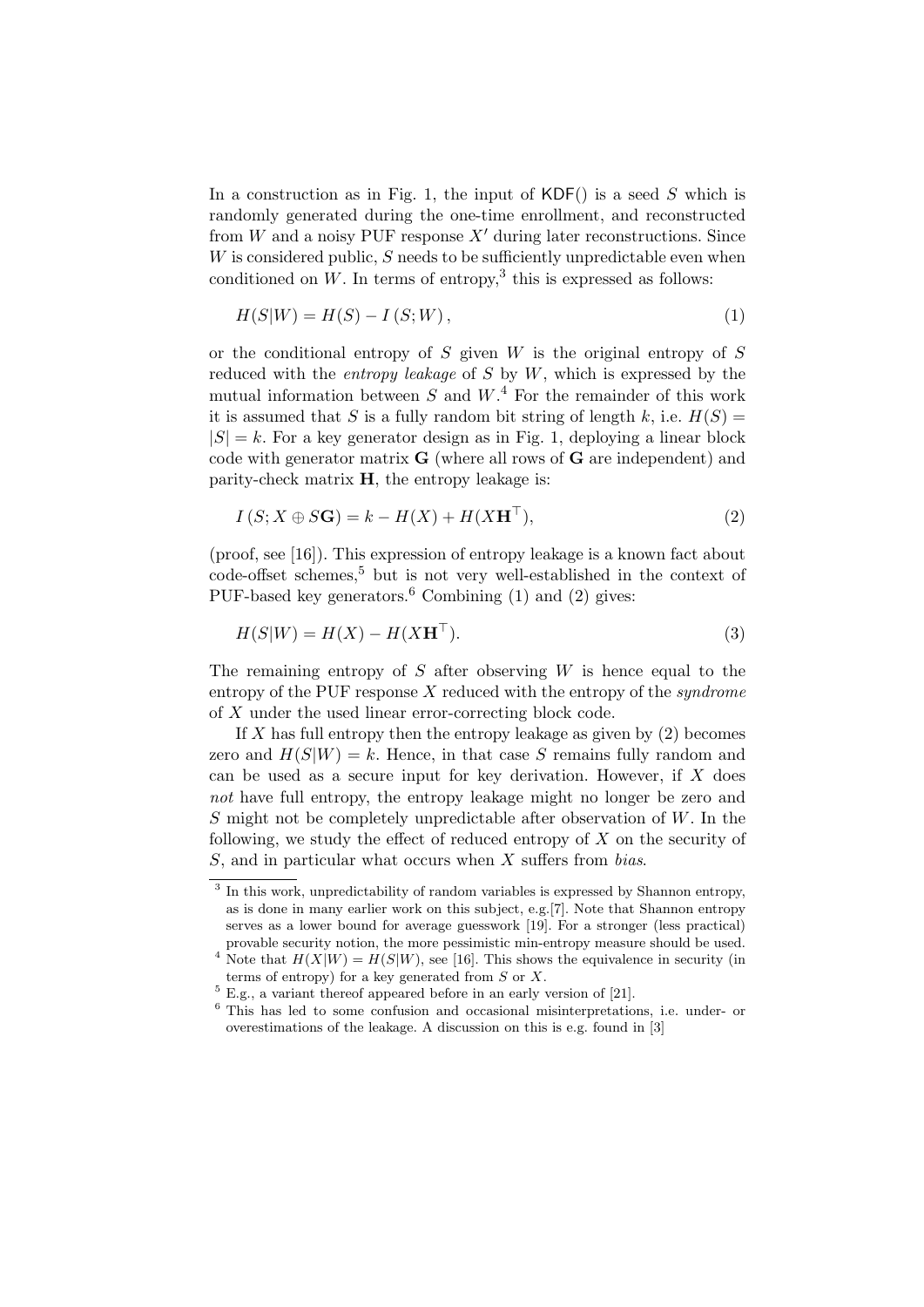In a construction as in Fig. 1, the input of $\mathsf{KDF}()$ is a seed $S$ which is randomly generated during the one-time enrollment, and reconstructed from $W$ and a noisy PUF response $X'$ during later reconstructions. Since $W$ is considered public, $S$ needs to be sufficiently unpredictable even when conditioned on $W$. In terms of entropy,[3] this is expressed as follows:

$$H(S|W) = H(S) - I\left(S; W\right), \tag{1}$$

or the conditional entropy of $S$ given $W$ is the original entropy of $S$ reduced with the *entropy leakage* of $S$ by $W$, which is expressed by the mutual information between $S$ and $W$.[4] For the remainder of this work it is assumed that $S$ is a fully random bit string of length $k$, i.e. $H(S) = |S| = k$. For a key generator design as in Fig. 1, deploying a linear block code with generator matrix $\mathbf{G}$ (where all rows of $\mathbf{G}$ are independent) and parity-check matrix $\mathbf{H}$, the entropy leakage is:

$$I\left(S; X \oplus S\mathbf{G}\right) = k - H(X) + H(X\mathbf{H}^{\top}), \tag{2}$$

(proof, see [16]). This expression of entropy leakage is a known fact about code-offset schemes,[5] but is not very well-established in the context of PUF-based key generators.[6] Combining (1) and (2) gives:

$$H(S|W) = H(X) - H(X\mathbf{H}^{\top}). \tag{3}$$

The remaining entropy of $S$ after observing $W$ is hence equal to the entropy of the PUF response $X$ reduced with the entropy of the *syndrome* of $X$ under the used linear error-correcting block code.

If $X$ has full entropy then the entropy leakage as given by (2) becomes zero and $H(S|W) = k$. Hence, in that case $S$ remains fully random and can be used as a secure input for key derivation. However, if $X$ does *not* have full entropy, the entropy leakage might no longer be zero and $S$ might not be completely unpredictable after observation of $W$. In the following, we study the effect of reduced entropy of $X$ on the security of $S$, and in particular what occurs when $X$ suffers from *bias*.

---

[3] In this work, unpredictability of random variables is expressed by Shannon entropy, as is done in many earlier work on this subject, e.g.[7]. Note that Shannon entropy serves as a lower bound for average guesswork [19]. For a stronger (less practical) provable security notion, the more pessimistic min-entropy measure should be used.

[4] Note that $H(X|W) = H(S|W)$, see [16]. This shows the equivalence in security (in terms of entropy) for a key generated from $S$ or $X$.

[5] E.g., a variant thereof appeared before in an early version of [21].

[6] This has led to some confusion and occasional misinterpretations, i.e. under- or overestimations of the leakage. A discussion on this is e.g. found in [3]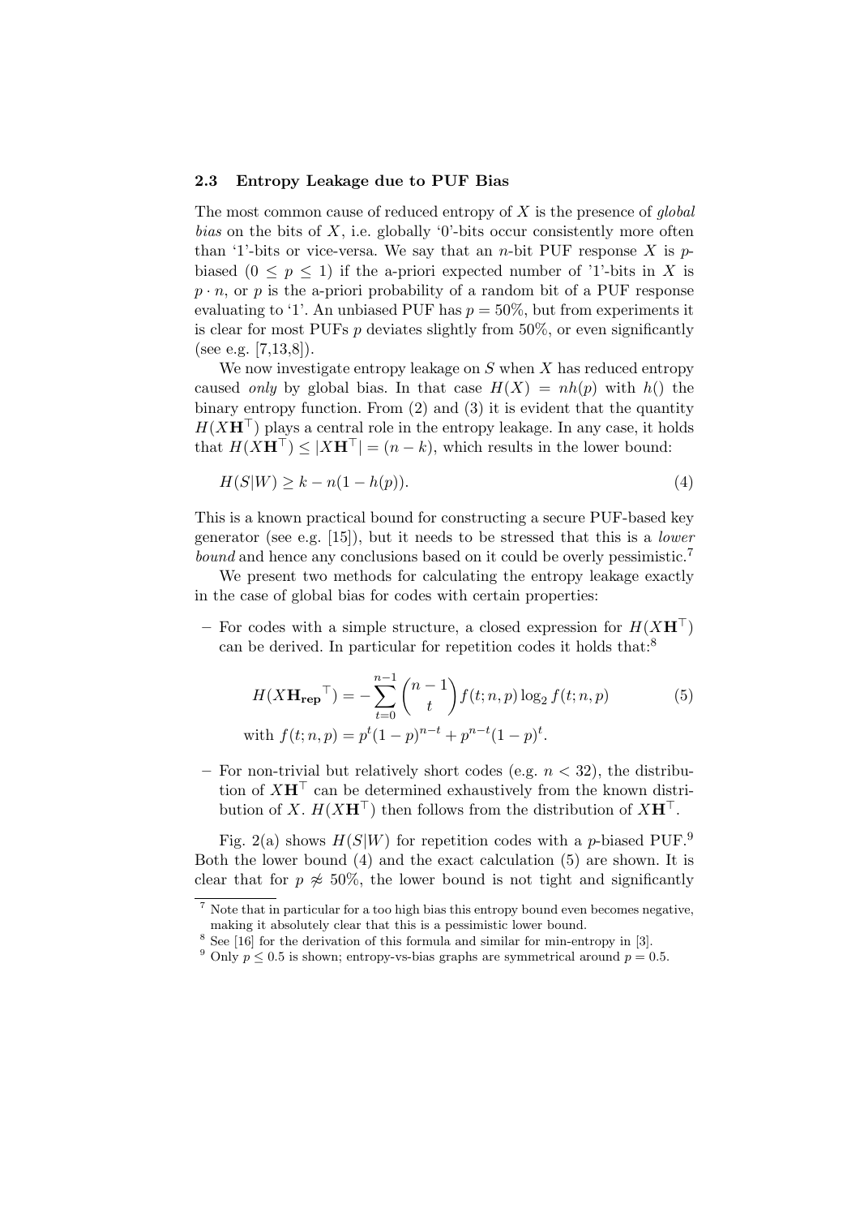### 2.3 Entropy Leakage due to PUF Bias

The most common cause of reduced entropy of $X$ is the presence of *global bias* on the bits of $X$, i.e. globally '0'-bits occur consistently more often than '1'-bits or vice-versa. We say that an $n$-bit PUF response $X$ is $p$-biased ($0 \leq p \leq 1$) if the a-priori expected number of '1'-bits in $X$ is $p \cdot n$, or $p$ is the a-priori probability of a random bit of a PUF response evaluating to '1'. An unbiased PUF has $p = 50\%$, but from experiments it is clear for most PUFs $p$ deviates slightly from 50%, or even significantly (see e.g. [7,13,8]).

We now investigate entropy leakage on $S$ when $X$ has reduced entropy caused *only* by global bias. In that case $H(X) = nh(p)$ with $h()$ the binary entropy function. From (2) and (3) it is evident that the quantity $H(X\mathbf{H}^\top)$ plays a central role in the entropy leakage. In any case, it holds that $H(X\mathbf{H}^\top) \leq |X\mathbf{H}^\top| = (n-k)$, which results in the lower bound:

$$H(S|W) \geq k - n(1 - h(p)). \tag{4}$$

This is a known practical bound for constructing a secure PUF-based key generator (see e.g. [15]), but it needs to be stressed that this is a *lower bound* and hence any conclusions based on it could be overly pessimistic.[7]

We present two methods for calculating the entropy leakage exactly in the case of global bias for codes with certain properties:

- For codes with a simple structure, a closed expression for $H(X\mathbf{H}^\top)$ can be derived. In particular for repetition codes it holds that:[8]

$$H(X\mathbf{H_{rep}}^\top) = -\sum_{t=0}^{n-1} \binom{n-1}{t} f(t;n,p) \log_2 f(t;n,p) \tag{5}$$

with $f(t;n,p) = p^t(1-p)^{n-t} + p^{n-t}(1-p)^t$.

- For non-trivial but relatively short codes (e.g. $n < 32$), the distribution of $X\mathbf{H}^\top$ can be determined exhaustively from the known distribution of $X$. $H(X\mathbf{H}^\top)$ then follows from the distribution of $X\mathbf{H}^\top$.

Fig. 2(a) shows $H(S|W)$ for repetition codes with a $p$-biased PUF.[9] Both the lower bound (4) and the exact calculation (5) are shown. It is clear that for $p \not\approx 50\%$, the lower bound is not tight and significantly

---

[7] Note that in particular for a too high bias this entropy bound even becomes negative, making it absolutely clear that this is a pessimistic lower bound.

[8] See [16] for the derivation of this formula and similar for min-entropy in [3].

[9] Only $p \leq 0.5$ is shown; entropy-vs-bias graphs are symmetrical around $p = 0.5$.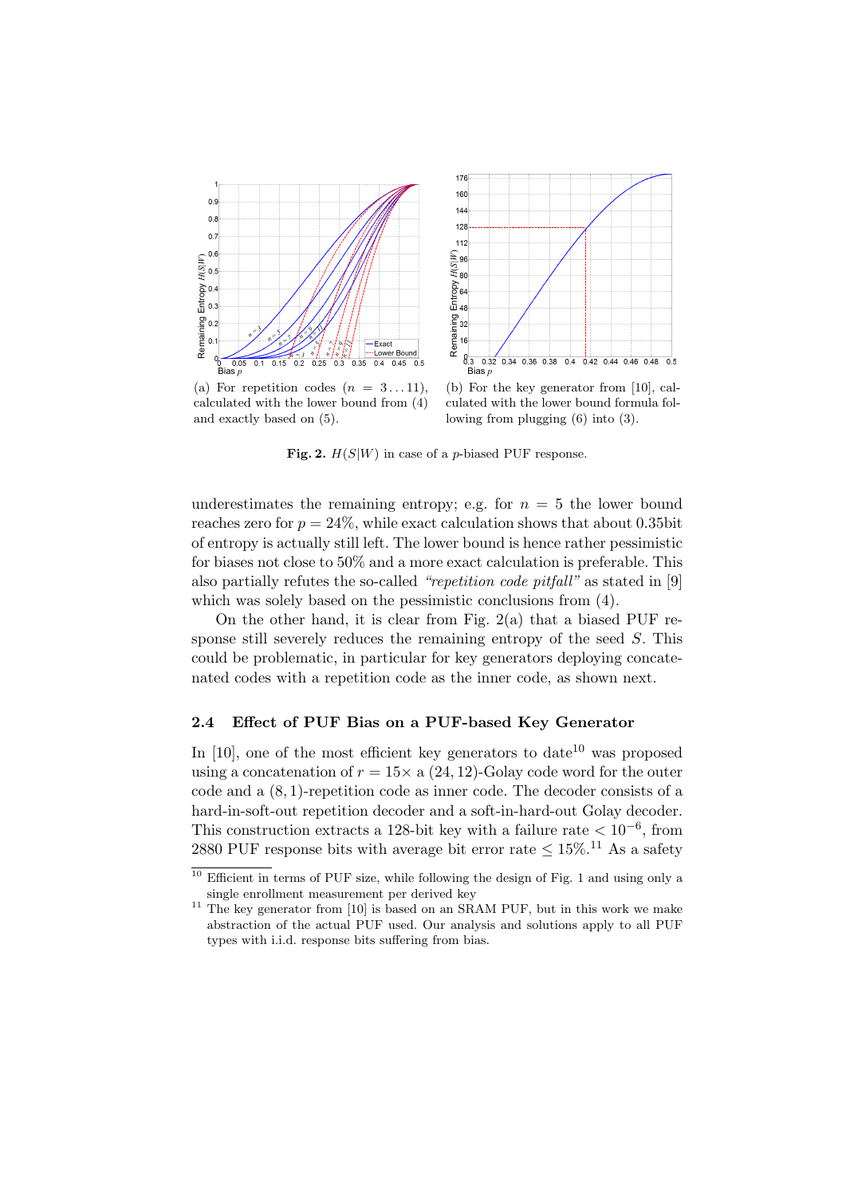(a) For repetition codes ($n = 3 \ldots 11$), calculated with the lower bound from (4) and exactly based on (5).

(b) For the key generator from [10], calculated with the lower bound formula following from plugging (6) into (3).

**Fig. 2.** $H(S|W)$ in case of a $p$-biased PUF response.

underestimates the remaining entropy; e.g. for $n = 5$ the lower bound reaches zero for $p = 24\%$, while exact calculation shows that about 0.35bit of entropy is actually still left. The lower bound is hence rather pessimistic for biases not close to 50% and a more exact calculation is preferable. This also partially refutes the so-called *"repetition code pitfall"* as stated in [9] which was solely based on the pessimistic conclusions from (4).

On the other hand, it is clear from Fig. 2(a) that a biased PUF response still severely reduces the remaining entropy of the seed $S$. This could be problematic, in particular for key generators deploying concatenated codes with a repetition code as the inner code, as shown next.

### 2.4 Effect of PUF Bias on a PUF-based Key Generator

In [10], one of the most efficient key generators to date[10] was proposed using a concatenation of $r = 15\times$ a $(24, 12)$-Golay code word for the outer code and a $(8, 1)$-repetition code as inner code. The decoder consists of a hard-in-soft-out repetition decoder and a soft-in-hard-out Golay decoder. This construction extracts a 128-bit key with a failure rate $< 10^{-6}$, from 2880 PUF response bits with average bit error rate $\leq 15\%$.[11] As a safety

[10] Efficient in terms of PUF size, while following the design of Fig. 1 and using only a single enrollment measurement per derived key

[11] The key generator from [10] is based on an SRAM PUF, but in this work we make abstraction of the actual PUF used. Our analysis and solutions apply to all PUF types with i.i.d. response bits suffering from bias.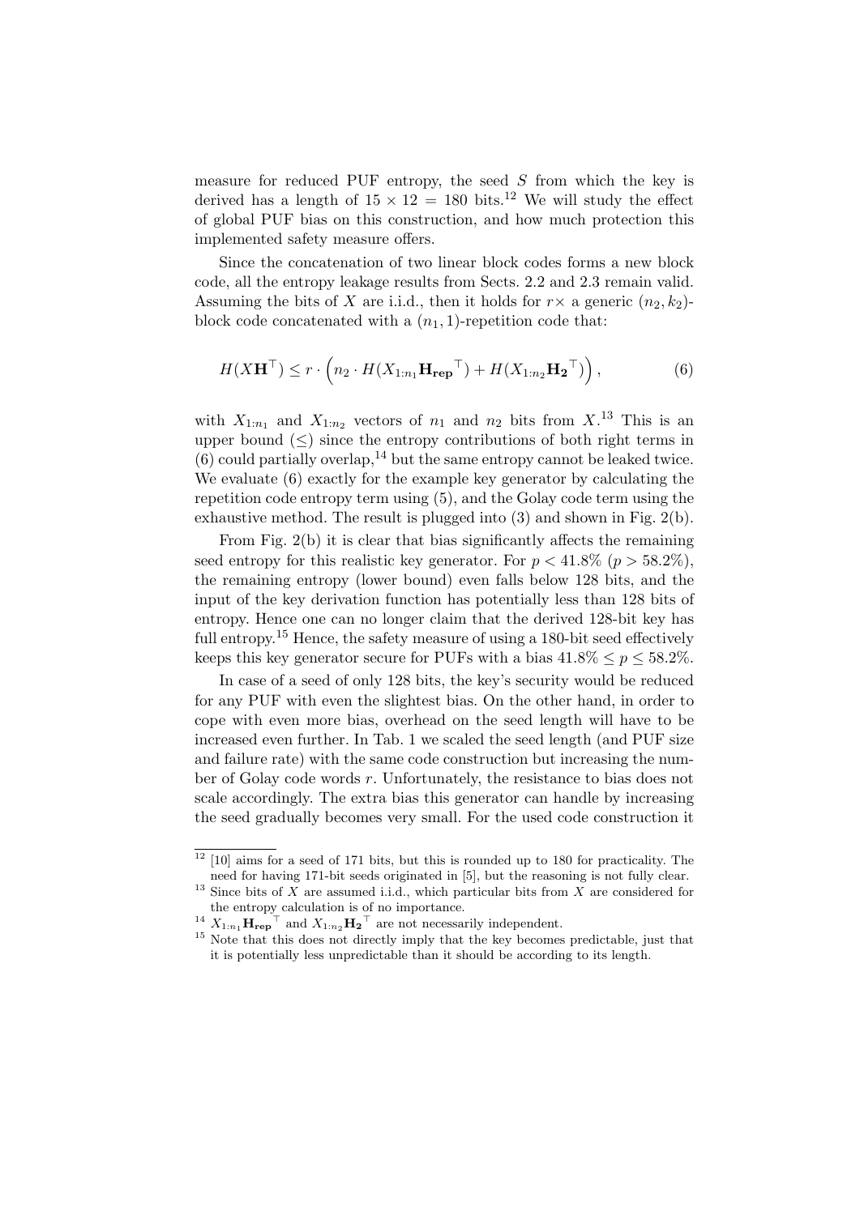measure for reduced PUF entropy, the seed $S$ from which the key is derived has a length of $15 \times 12 = 180$ bits.[12] We will study the effect of global PUF bias on this construction, and how much protection this implemented safety measure offers.

Since the concatenation of two linear block codes forms a new block code, all the entropy leakage results from Sects. 2.2 and 2.3 remain valid. Assuming the bits of $X$ are i.i.d., then it holds for $r\times$ a generic $(n_2, k_2)$-block code concatenated with a $(n_1, 1)$-repetition code that:

$$H(X\mathbf{H}^\top) \leq r \cdot \left( n_2 \cdot H(X_{1:n_1}\mathbf{H_{rep}}^\top) + H(X_{1:n_2}\mathbf{H_2}^\top) \right), \tag{6}$$

with $X_{1:n_1}$ and $X_{1:n_2}$ vectors of $n_1$ and $n_2$ bits from $X$.[13] This is an upper bound ($\leq$) since the entropy contributions of both right terms in (6) could partially overlap,[14] but the same entropy cannot be leaked twice. We evaluate (6) exactly for the example key generator by calculating the repetition code entropy term using (5), and the Golay code term using the exhaustive method. The result is plugged into (3) and shown in Fig. 2(b).

From Fig. 2(b) it is clear that bias significantly affects the remaining seed entropy for this realistic key generator. For $p < 41.8\%$ ($p > 58.2\%$), the remaining entropy (lower bound) even falls below 128 bits, and the input of the key derivation function has potentially less than 128 bits of entropy. Hence one can no longer claim that the derived 128-bit key has full entropy.[15] Hence, the safety measure of using a 180-bit seed effectively keeps this key generator secure for PUFs with a bias $41.8\% \leq p \leq 58.2\%$.

In case of a seed of only 128 bits, the key's security would be reduced for any PUF with even the slightest bias. On the other hand, in order to cope with even more bias, overhead on the seed length will have to be increased even further. In Tab. 1 we scaled the seed length (and PUF size and failure rate) with the same code construction but increasing the number of Golay code words $r$. Unfortunately, the resistance to bias does not scale accordingly. The extra bias this generator can handle by increasing the seed gradually becomes very small. For the used code construction it

---

[12] [10] aims for a seed of 171 bits, but this is rounded up to 180 for practicality. The need for having 171-bit seeds originated in [5], but the reasoning is not fully clear.

[13] Since bits of $X$ are assumed i.i.d., which particular bits from $X$ are considered for the entropy calculation is of no importance.

[14] $X_{1:n_1}\mathbf{H_{rep}}^\top$ and $X_{1:n_2}\mathbf{H_2}^\top$ are not necessarily independent.

[15] Note that this does not directly imply that the key becomes predictable, just that it is potentially less unpredictable than it should be according to its length.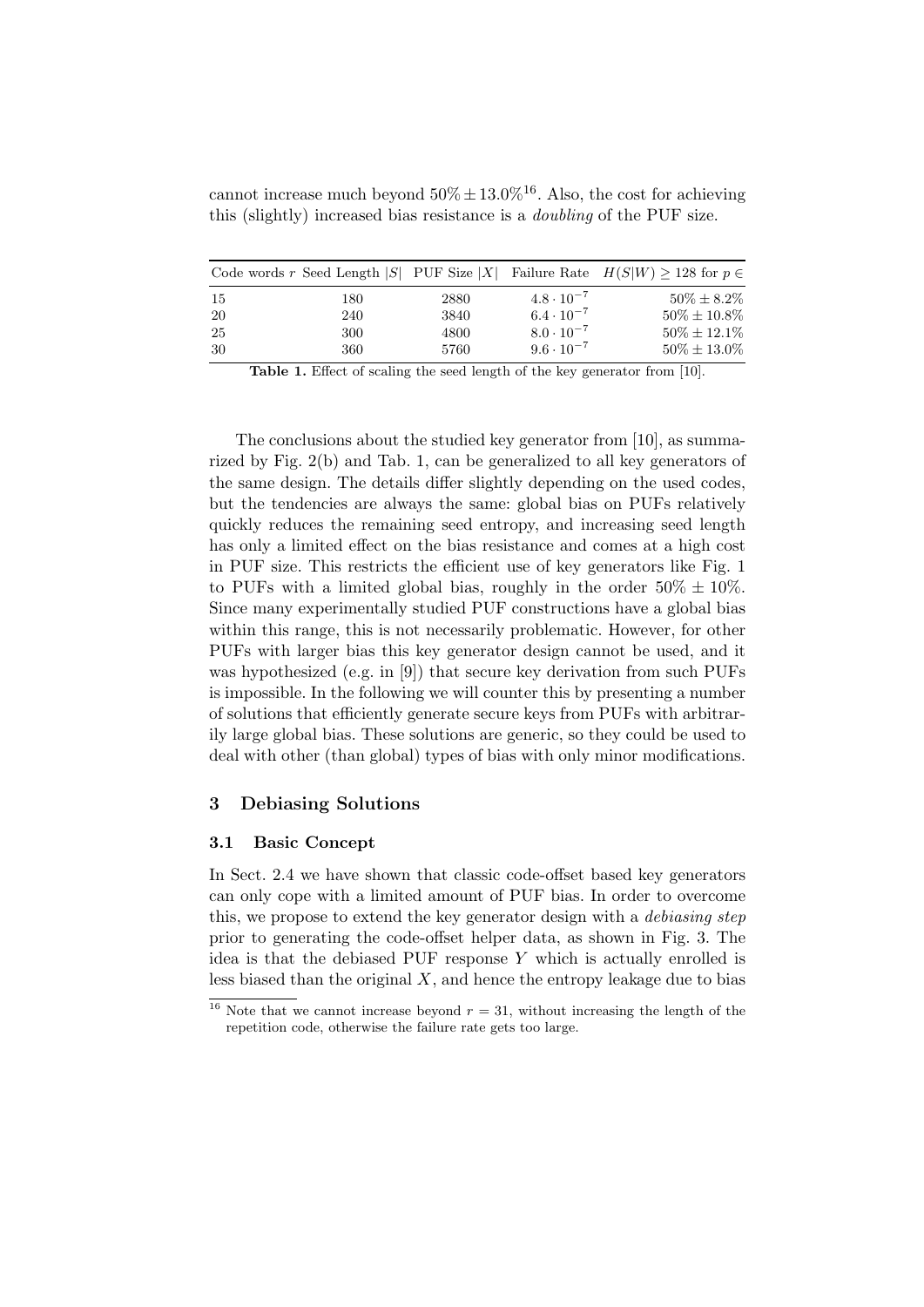cannot increase much beyond $50\% \pm 13.0\%$[16]. Also, the cost for achieving this (slightly) increased bias resistance is a *doubling* of the PUF size.

| Code words $r$ | Seed Length $\|S\|$ | PUF Size $\|X\|$ | Failure Rate | $H(S\|W) \geq 128$ for $p \in$ |
|---|---|---|---|---|
| 15 | 180 | 2880 | $4.8 \cdot 10^{-7}$ | $50\% \pm 8.2\%$ |
| 20 | 240 | 3840 | $6.4 \cdot 10^{-7}$ | $50\% \pm 10.8\%$ |
| 25 | 300 | 4800 | $8.0 \cdot 10^{-7}$ | $50\% \pm 12.1\%$ |
| 30 | 360 | 5760 | $9.6 \cdot 10^{-7}$ | $50\% \pm 13.0\%$ |

**Table 1.** Effect of scaling the seed length of the key generator from [10].

The conclusions about the studied key generator from [10], as summarized by Fig. 2(b) and Tab. 1, can be generalized to all key generators of the same design. The details differ slightly depending on the used codes, but the tendencies are always the same: global bias on PUFs relatively quickly reduces the remaining seed entropy, and increasing seed length has only a limited effect on the bias resistance and comes at a high cost in PUF size. This restricts the efficient use of key generators like Fig. 1 to PUFs with a limited global bias, roughly in the order $50\% \pm 10\%$. Since many experimentally studied PUF constructions have a global bias within this range, this is not necessarily problematic. However, for other PUFs with larger bias this key generator design cannot be used, and it was hypothesized (e.g. in [9]) that secure key derivation from such PUFs is impossible. In the following we will counter this by presenting a number of solutions that efficiently generate secure keys from PUFs with arbitrarily large global bias. These solutions are generic, so they could be used to deal with other (than global) types of bias with only minor modifications.

## 3 Debiasing Solutions

### 3.1 Basic Concept

In Sect. 2.4 we have shown that classic code-offset based key generators can only cope with a limited amount of PUF bias. In order to overcome this, we propose to extend the key generator design with a *debiasing step* prior to generating the code-offset helper data, as shown in Fig. 3. The idea is that the debiased PUF response $Y$ which is actually enrolled is less biased than the original $X$, and hence the entropy leakage due to bias

[16] Note that we cannot increase beyond $r = 31$, without increasing the length of the repetition code, otherwise the failure rate gets too large.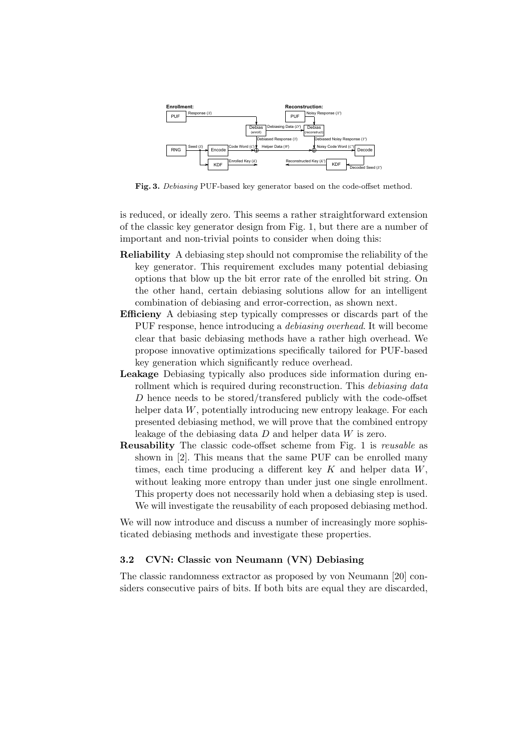**Fig. 3.** *Debiasing* PUF-based key generator based on the code-offset method.

is reduced, or ideally zero. This seems a rather straightforward extension of the classic key generator design from Fig. 1, but there are a number of important and non-trivial points to consider when doing this:

**Reliability** A debiasing step should not compromise the reliability of the key generator. This requirement excludes many potential debiasing options that blow up the bit error rate of the enrolled bit string. On the other hand, certain debiasing solutions allow for an intelligent combination of debiasing and error-correction, as shown next.

**Efficieny** A debiasing step typically compresses or discards part of the PUF response, hence introducing a *debiasing overhead*. It will become clear that basic debiasing methods have a rather high overhead. We propose innovative optimizations specifically tailored for PUF-based key generation which significantly reduce overhead.

**Leakage** Debiasing typically also produces side information during enrollment which is required during reconstruction. This *debiasing data* $D$ hence needs to be stored/transfered publicly with the code-offset helper data $W$, potentially introducing new entropy leakage. For each presented debiasing method, we will prove that the combined entropy leakage of the debiasing data $D$ and helper data $W$ is zero.

**Reusability** The classic code-offset scheme from Fig. 1 is *reusable* as shown in [2]. This means that the same PUF can be enrolled many times, each time producing a different key $K$ and helper data $W$, without leaking more entropy than under just one single enrollment. This property does not necessarily hold when a debiasing step is used. We will investigate the reusability of each proposed debiasing method.

We will now introduce and discuss a number of increasingly more sophisticated debiasing methods and investigate these properties.

### 3.2 CVN: Classic von Neumann (VN) Debiasing

The classic randomness extractor as proposed by von Neumann [20] considers consecutive pairs of bits. If both bits are equal they are discarded,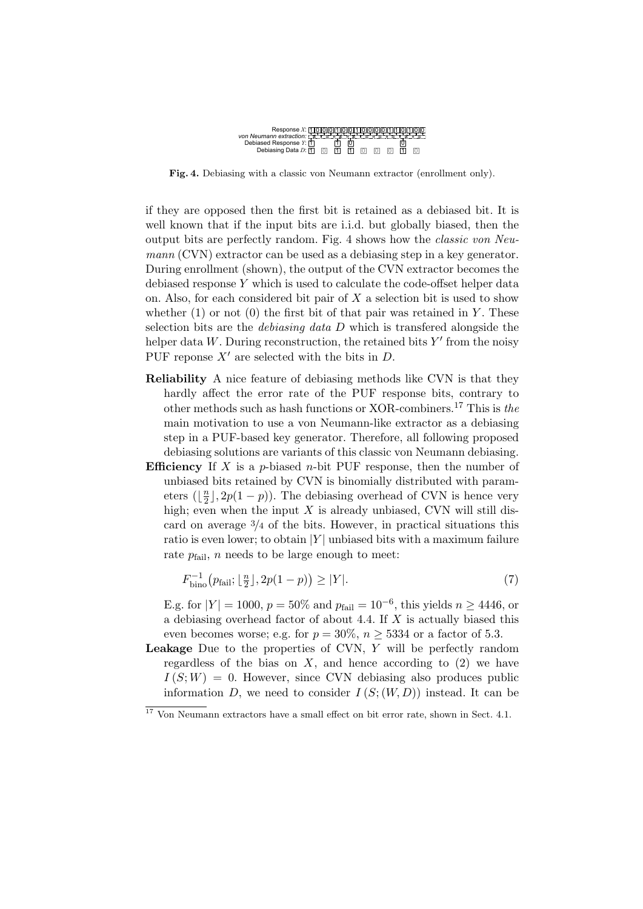Response $X$: 1 0 0 0 1 0 0 1 0 0 0 0 1 1 0 1 0 0
von Neumann extraction:
Debiased Response $Y$: 1 1 0 0
Debiasing Data $D$: 1 0 1 1 0 0 0 1 0

**Fig. 4.** Debiasing with a classic von Neumann extractor (enrollment only).

if they are opposed then the first bit is retained as a debiased bit. It is well known that if the input bits are i.i.d. but globally biased, then the output bits are perfectly random. Fig. 4 shows how the *classic von Neumann* (CVN) extractor can be used as a debiasing step in a key generator. During enrollment (shown), the output of the CVN extractor becomes the debiased response $Y$ which is used to calculate the code-offset helper data on. Also, for each considered bit pair of $X$ a selection bit is used to show whether (1) or not (0) the first bit of that pair was retained in $Y$. These selection bits are the *debiasing data* $D$ which is transfered alongside the helper data $W$. During reconstruction, the retained bits $Y'$ from the noisy PUF reponse $X'$ are selected with the bits in $D$.

**Reliability** A nice feature of debiasing methods like CVN is that they hardly affect the error rate of the PUF response bits, contrary to other methods such as hash functions or XOR-combiners.[17] This is *the* main motivation to use a von Neumann-like extractor as a debiasing step in a PUF-based key generator. Therefore, all following proposed debiasing solutions are variants of this classic von Neumann debiasing.

**Efficiency** If $X$ is a $p$-biased $n$-bit PUF response, then the number of unbiased bits retained by CVN is binomially distributed with parameters $(\lfloor \frac{n}{2} \rfloor, 2p(1-p))$. The debiasing overhead of CVN is hence very high; even when the input $X$ is already unbiased, CVN will still discard on average $3/4$ of the bits. However, in practical situations this ratio is even lower; to obtain $|Y|$ unbiased bits with a maximum failure rate $p_{\text{fail}}$, $n$ needs to be large enough to meet:

$$F_{\text{bino}}^{-1}\big(p_{\text{fail}}; \lfloor \tfrac{n}{2} \rfloor, 2p(1-p)\big) \geq |Y|. \tag{7}$$

E.g. for $|Y| = 1000$, $p = 50\%$ and $p_{\text{fail}} = 10^{-6}$, this yields $n \geq 4446$, or a debiasing overhead factor of about 4.4. If $X$ is actually biased this even becomes worse; e.g. for $p = 30\%$, $n \geq 5334$ or a factor of 5.3.

**Leakage** Due to the properties of CVN, $Y$ will be perfectly random regardless of the bias on $X$, and hence according to (2) we have $I(S; W) = 0$. However, since CVN debiasing also produces public information $D$, we need to consider $I(S; (W, D))$ instead. It can be

[17] Von Neumann extractors have a small effect on bit error rate, shown in Sect. 4.1.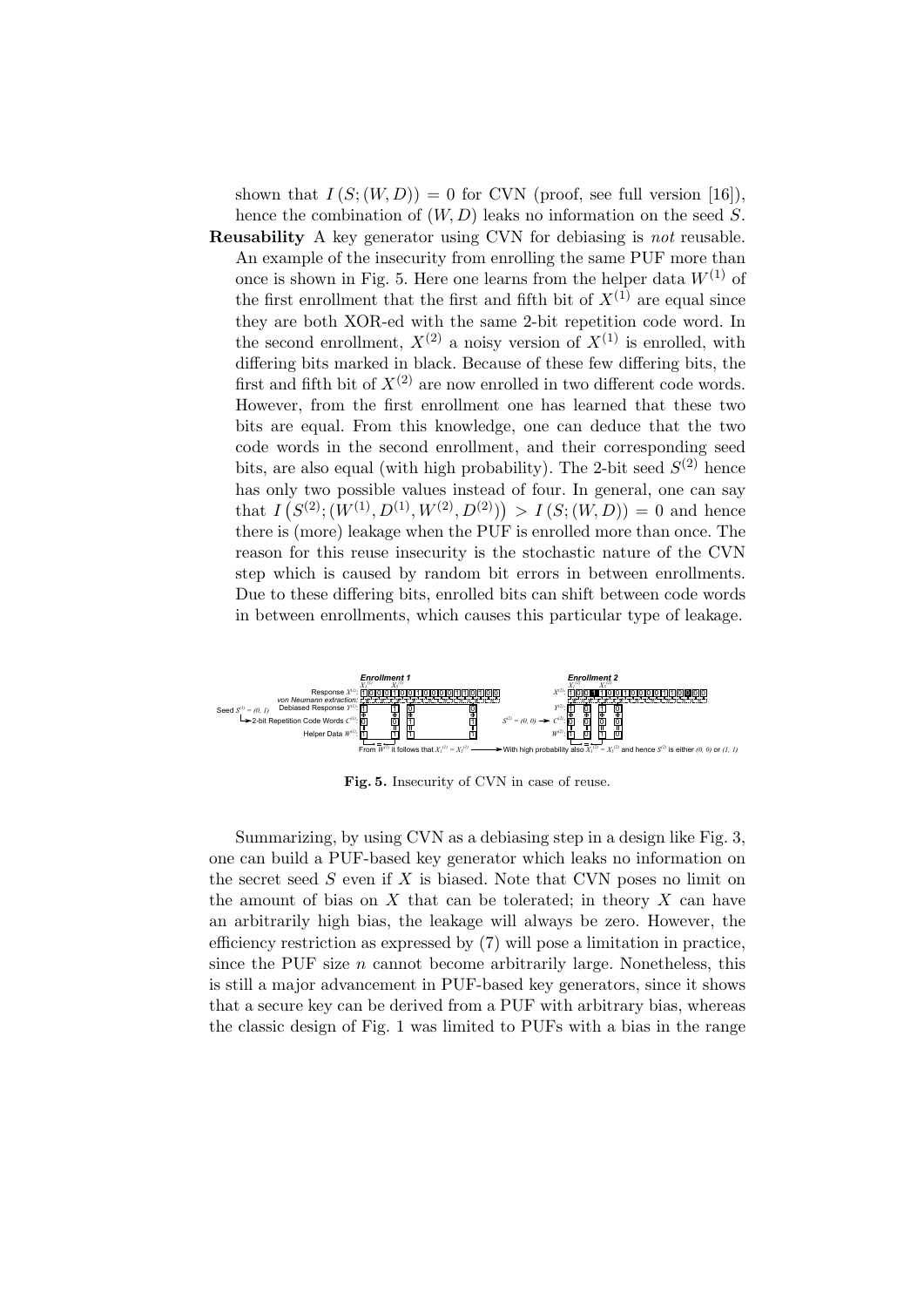shown that $I(S;(W,D)) = 0$ for CVN (proof, see full version [16]), hence the combination of $(W,D)$ leaks no information on the seed $S$.

**Reusability** A key generator using CVN for debiasing is *not* reusable. An example of the insecurity from enrolling the same PUF more than once is shown in Fig. 5. Here one learns from the helper data $W^{(1)}$ of the first enrollment that the first and fifth bit of $X^{(1)}$ are equal since they are both XOR-ed with the same 2-bit repetition code word. In the second enrollment, $X^{(2)}$ a noisy version of $X^{(1)}$ is enrolled, with differing bits marked in black. Because of these few differing bits, the first and fifth bit of $X^{(2)}$ are now enrolled in two different code words. However, from the first enrollment one has learned that these two bits are equal. From this knowledge, one can deduce that the two code words in the second enrollment, and their corresponding seed bits, are also equal (with high probability). The 2-bit seed $S^{(2)}$ hence has only two possible values instead of four. In general, one can say that $I\left(S^{(2)};(W^{(1)},D^{(1)},W^{(2)},D^{(2)})\right) > I(S;(W,D)) = 0$ and hence there is (more) leakage when the PUF is enrolled more than once. The reason for this reuse insecurity is the stochastic nature of the CVN step which is caused by random bit errors in between enrollments. Due to these differing bits, enrolled bits can shift between code words in between enrollments, which causes this particular type of leakage.

**Fig. 5.** Insecurity of CVN in case of reuse.

Summarizing, by using CVN as a debiasing step in a design like Fig. 3, one can build a PUF-based key generator which leaks no information on the secret seed $S$ even if $X$ is biased. Note that CVN poses no limit on the amount of bias on $X$ that can be tolerated; in theory $X$ can have an arbitrarily high bias, the leakage will always be zero. However, the efficiency restriction as expressed by (7) will pose a limitation in practice, since the PUF size $n$ cannot become arbitrarily large. Nonetheless, this is still a major advancement in PUF-based key generators, since it shows that a secure key can be derived from a PUF with arbitrary bias, whereas the classic design of Fig. 1 was limited to PUFs with a bias in the range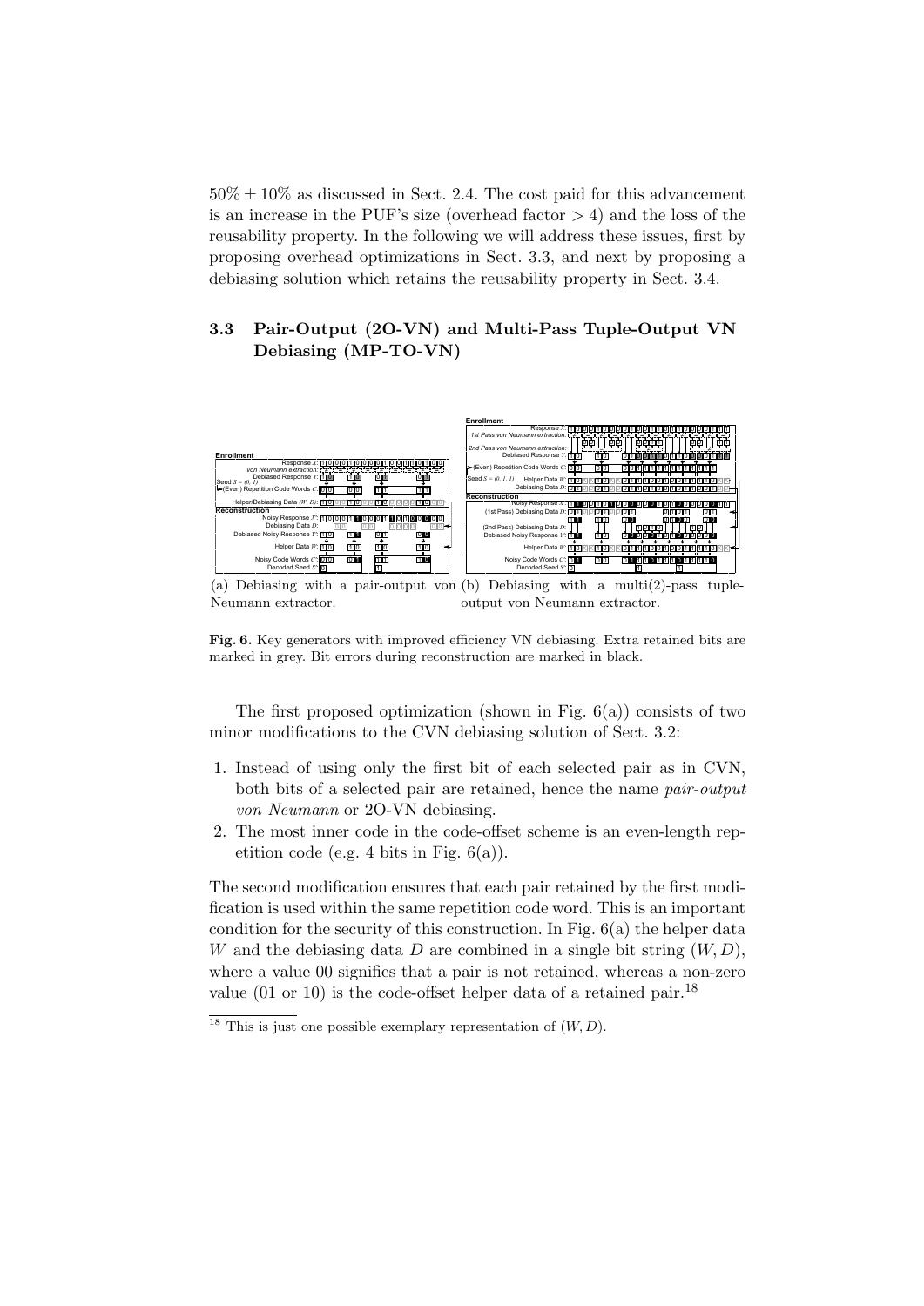$50\% \pm 10\%$ as discussed in Sect. 2.4. The cost paid for this advancement is an increase in the PUF's size (overhead factor $> 4$) and the loss of the reusability property. In the following we will address these issues, first by proposing overhead optimizations in Sect. 3.3, and next by proposing a debiasing solution which retains the reusability property in Sect. 3.4.

### 3.3 Pair-Output (2O-VN) and Multi-Pass Tuple-Output VN Debiasing (MP-TO-VN)

(a) Debiasing with a pair-output von Neumann extractor.

(b) Debiasing with a multi(2)-pass tuple-output von Neumann extractor.

**Fig. 6.** Key generators with improved efficiency VN debiasing. Extra retained bits are marked in grey. Bit errors during reconstruction are marked in black.

The first proposed optimization (shown in Fig. 6(a)) consists of two minor modifications to the CVN debiasing solution of Sect. 3.2:

1. Instead of using only the first bit of each selected pair as in CVN, both bits of a selected pair are retained, hence the name *pair-output von Neumann* or 2O-VN debiasing.
2. The most inner code in the code-offset scheme is an even-length repetition code (e.g. 4 bits in Fig. 6(a)).

The second modification ensures that each pair retained by the first modification is used within the same repetition code word. This is an important condition for the security of this construction. In Fig. 6(a) the helper data $W$ and the debiasing data $D$ are combined in a single bit string $(W, D)$, where a value 00 signifies that a pair is not retained, whereas a non-zero value (01 or 10) is the code-offset helper data of a retained pair.[18]

[18] This is just one possible exemplary representation of $(W, D)$.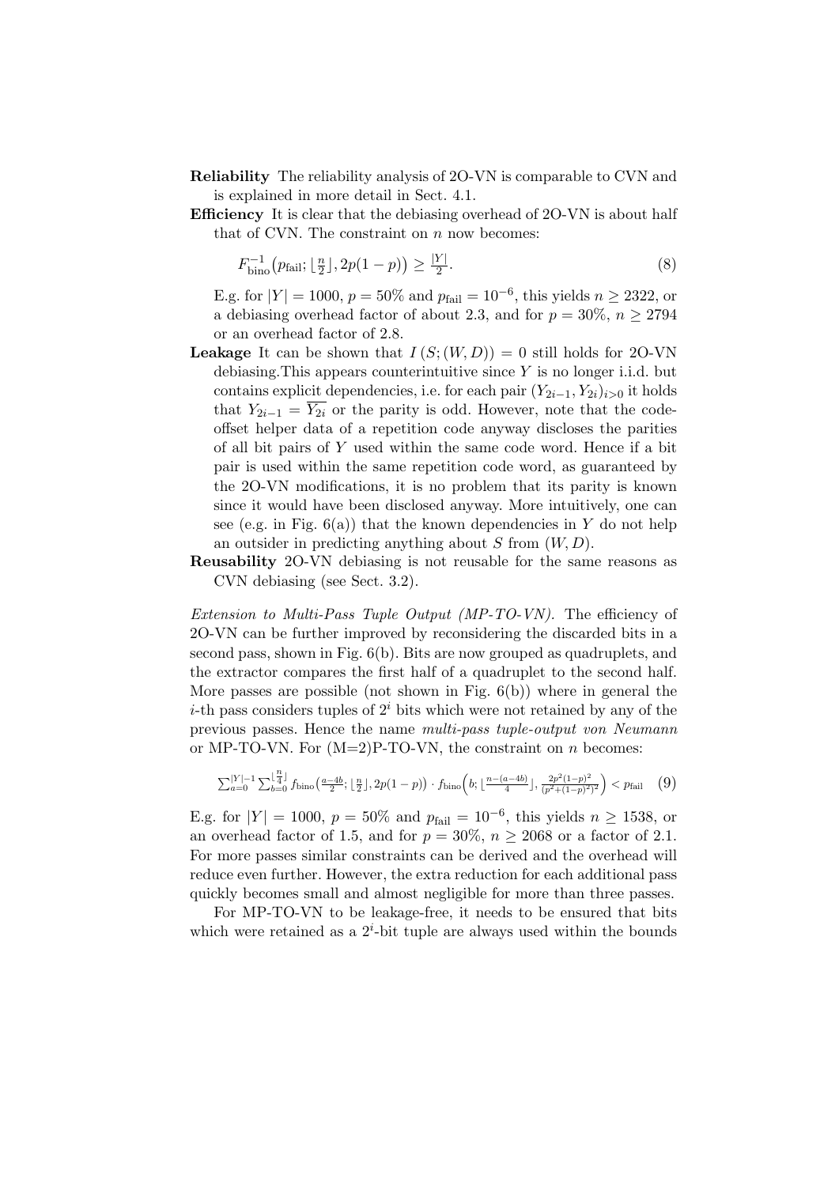**Reliability** The reliability analysis of 2O-VN is comparable to CVN and is explained in more detail in Sect. 4.1.

**Efficiency** It is clear that the debiasing overhead of 2O-VN is about half that of CVN. The constraint on $n$ now becomes:

$$F_{\text{bino}}^{-1}\big(p_{\text{fail}}; \lfloor \tfrac{n}{2} \rfloor, 2p(1-p)\big) \geq \tfrac{|Y|}{2}. \tag{8}$$

E.g. for $|Y| = 1000$, $p = 50\%$ and $p_{\text{fail}} = 10^{-6}$, this yields $n \geq 2322$, or a debiasing overhead factor of about 2.3, and for $p = 30\%$, $n \geq 2794$ or an overhead factor of 2.8.

**Leakage** It can be shown that $I\left(S;(W,D)\right) = 0$ still holds for 2O-VN debiasing.This appears counterintuitive since $Y$ is no longer i.i.d. but contains explicit dependencies, i.e. for each pair $(Y_{2i-1}, Y_{2i})_{i>0}$ it holds that $Y_{2i-1} = \overline{Y_{2i}}$ or the parity is odd. However, note that the code-offset helper data of a repetition code anyway discloses the parities of all bit pairs of $Y$ used within the same code word. Hence if a bit pair is used within the same repetition code word, as guaranteed by the 2O-VN modifications, it is no problem that its parity is known since it would have been disclosed anyway. More intuitively, one can see (e.g. in Fig. 6(a)) that the known dependencies in $Y$ do not help an outsider in predicting anything about $S$ from $(W, D)$.

**Reusability** 2O-VN debiasing is not reusable for the same reasons as CVN debiasing (see Sect. 3.2).

*Extension to Multi-Pass Tuple Output (MP-TO-VN).* The efficiency of 2O-VN can be further improved by reconsidering the discarded bits in a second pass, shown in Fig. 6(b). Bits are now grouped as quadruplets, and the extractor compares the first half of a quadruplet to the second half. More passes are possible (not shown in Fig. 6(b)) where in general the $i$-th pass considers tuples of $2^i$ bits which were not retained by any of the previous passes. Hence the name *multi-pass tuple-output von Neumann* or MP-TO-VN. For (M=2)P-TO-VN, the constraint on $n$ becomes:

$$\sum_{a=0}^{|Y|-1} \sum_{b=0}^{\lfloor \frac{n}{4} \rfloor} f_{\text{bino}}\big(\tfrac{a-4b}{2}; \lfloor \tfrac{n}{2} \rfloor, 2p(1-p)\big) \cdot f_{\text{bino}}\Big(b; \lfloor \tfrac{n-(a-4b)}{4} \rfloor, \tfrac{2p^2(1-p)^2}{(p^2+(1-p)^2)^2}\Big) < p_{\text{fail}} \tag{9}$$

E.g. for $|Y| = 1000$, $p = 50\%$ and $p_{\text{fail}} = 10^{-6}$, this yields $n \geq 1538$, or an overhead factor of 1.5, and for $p = 30\%$, $n \geq 2068$ or a factor of 2.1. For more passes similar constraints can be derived and the overhead will reduce even further. However, the extra reduction for each additional pass quickly becomes small and almost negligible for more than three passes.

For MP-TO-VN to be leakage-free, it needs to be ensured that bits which were retained as a $2^i$-bit tuple are always used within the bounds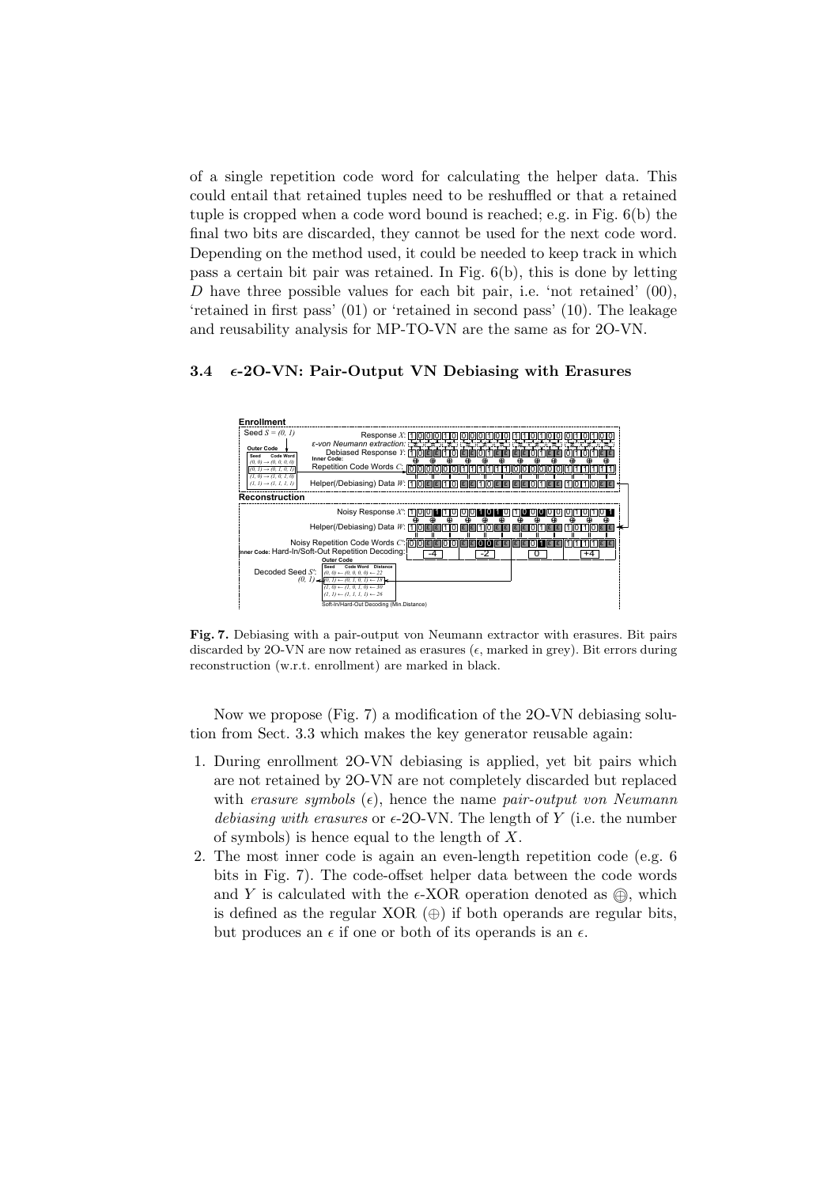of a single repetition code word for calculating the helper data. This could entail that retained tuples need to be reshuffled or that a retained tuple is cropped when a code word bound is reached; e.g. in Fig. 6(b) the final two bits are discarded, they cannot be used for the next code word. Depending on the method used, it could be needed to keep track in which pass a certain bit pair was retained. In Fig. 6(b), this is done by letting $D$ have three possible values for each bit pair, i.e. 'not retained' (00), 'retained in first pass' (01) or 'retained in second pass' (10). The leakage and reusability analysis for MP-TO-VN are the same as for 2O-VN.

### 3.4 $\epsilon$-2O-VN: Pair-Output VN Debiasing with Erasures

**Fig. 7.** Debiasing with a pair-output von Neumann extractor with erasures. Bit pairs discarded by 2O-VN are now retained as erasures ($\epsilon$, marked in grey). Bit errors during reconstruction (w.r.t. enrollment) are marked in black.

Now we propose (Fig. 7) a modification of the 2O-VN debiasing solution from Sect. 3.3 which makes the key generator reusable again:

1. During enrollment 2O-VN debiasing is applied, yet bit pairs which are not retained by 2O-VN are not completely discarded but replaced with *erasure symbols* ($\epsilon$), hence the name *pair-output von Neumann debiasing with erasures* or $\epsilon$-2O-VN. The length of $Y$ (i.e. the number of symbols) is hence equal to the length of $X$.
2. The most inner code is again an even-length repetition code (e.g. 6 bits in Fig. 7). The code-offset helper data between the code words and $Y$ is calculated with the $\epsilon$-XOR operation denoted as $\oplus$, which is defined as the regular XOR ($\oplus$) if both operands are regular bits, but produces an $\epsilon$ if one or both of its operands is an $\epsilon$.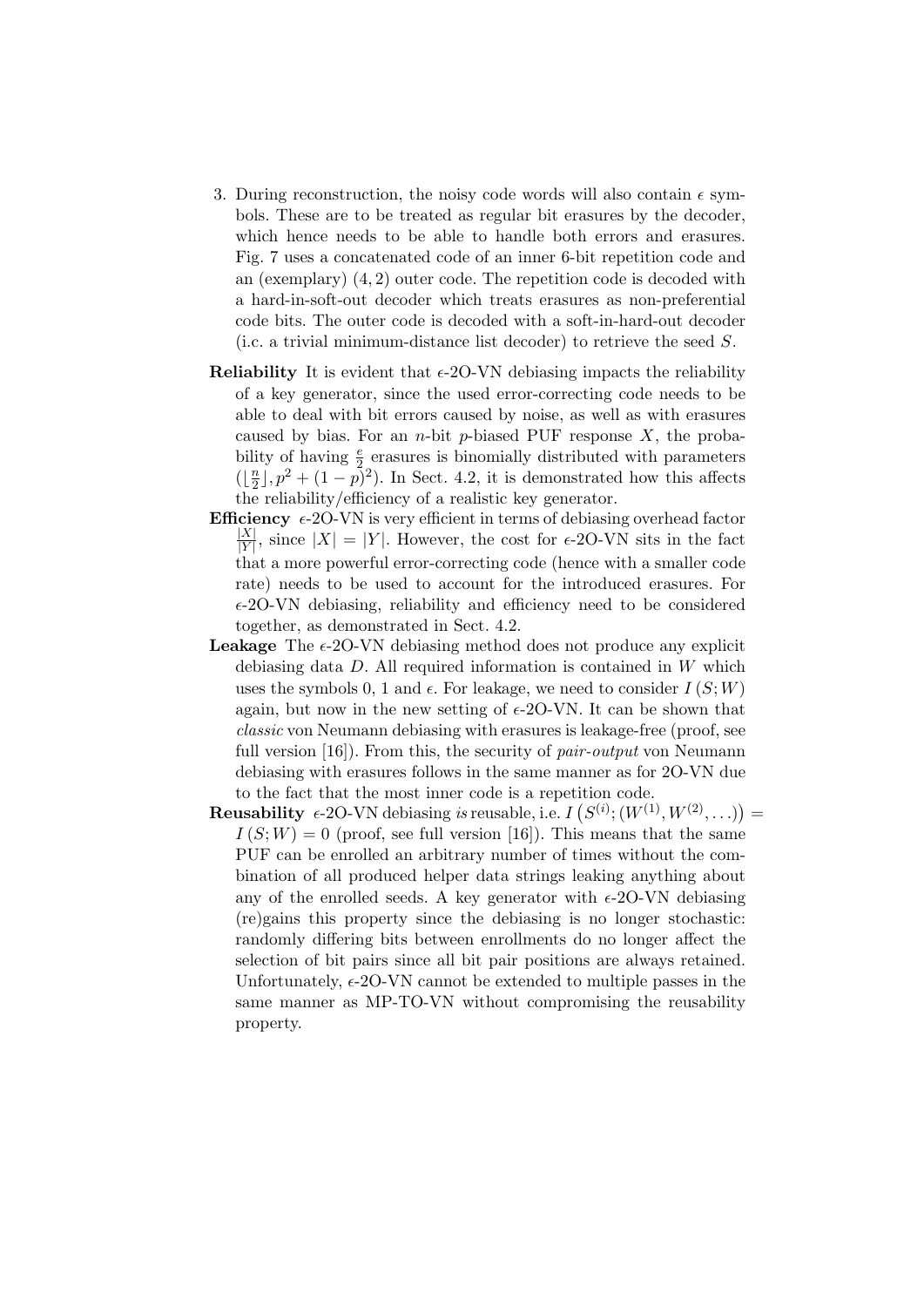3. During reconstruction, the noisy code words will also contain $\epsilon$ symbols. These are to be treated as regular bit erasures by the decoder, which hence needs to be able to handle both errors and erasures. Fig. 7 uses a concatenated code of an inner 6-bit repetition code and an (exemplary) $(4, 2)$ outer code. The repetition code is decoded with a hard-in-soft-out decoder which treats erasures as non-preferential code bits. The outer code is decoded with a soft-in-hard-out decoder (i.e. a trivial minimum-distance list decoder) to retrieve the seed $S$.

**Reliability** It is evident that $\epsilon$-2O-VN debiasing impacts the reliability of a key generator, since the used error-correcting code needs to be able to deal with bit errors caused by noise, as well as with erasures caused by bias. For an $n$-bit $p$-biased PUF response $X$, the probability of having $\frac{\epsilon}{2}$ erasures is binomially distributed with parameters $(\lfloor \frac{n}{2} \rfloor, p^2 + (1-p)^2)$. In Sect. 4.2, it is demonstrated how this affects the reliability/efficiency of a realistic key generator.

**Efficiency** $\epsilon$-2O-VN is very efficient in terms of debiasing overhead factor $\frac{|X|}{|Y|}$, since $|X| = |Y|$. However, the cost for $\epsilon$-2O-VN sits in the fact that a more powerful error-correcting code (hence with a smaller code rate) needs to be used to account for the introduced erasures. For $\epsilon$-2O-VN debiasing, reliability and efficiency need to be considered together, as demonstrated in Sect. 4.2.

**Leakage** The $\epsilon$-2O-VN debiasing method does not produce any explicit debiasing data $D$. All required information is contained in $W$ which uses the symbols 0, 1 and $\epsilon$. For leakage, we need to consider $I(S; W)$ again, but now in the new setting of $\epsilon$-2O-VN. It can be shown that *classic* von Neumann debiasing with erasures is leakage-free (proof, see full version [16]). From this, the security of *pair-output* von Neumann debiasing with erasures follows in the same manner as for 2O-VN due to the fact that the most inner code is a repetition code.

**Reusability** $\epsilon$-2O-VN debiasing *is* reusable, i.e. $I\left(S^{(i)}; (W^{(1)}, W^{(2)}, \ldots)\right) = I(S; W) = 0$ (proof, see full version [16]). This means that the same PUF can be enrolled an arbitrary number of times without the combination of all produced helper data strings leaking anything about any of the enrolled seeds. A key generator with $\epsilon$-2O-VN debiasing (re)gains this property since the debiasing is no longer stochastic: randomly differing bits between enrollments do no longer affect the selection of bit pairs since all bit pair positions are always retained. Unfortunately, $\epsilon$-2O-VN cannot be extended to multiple passes in the same manner as MP-TO-VN without compromising the reusability property.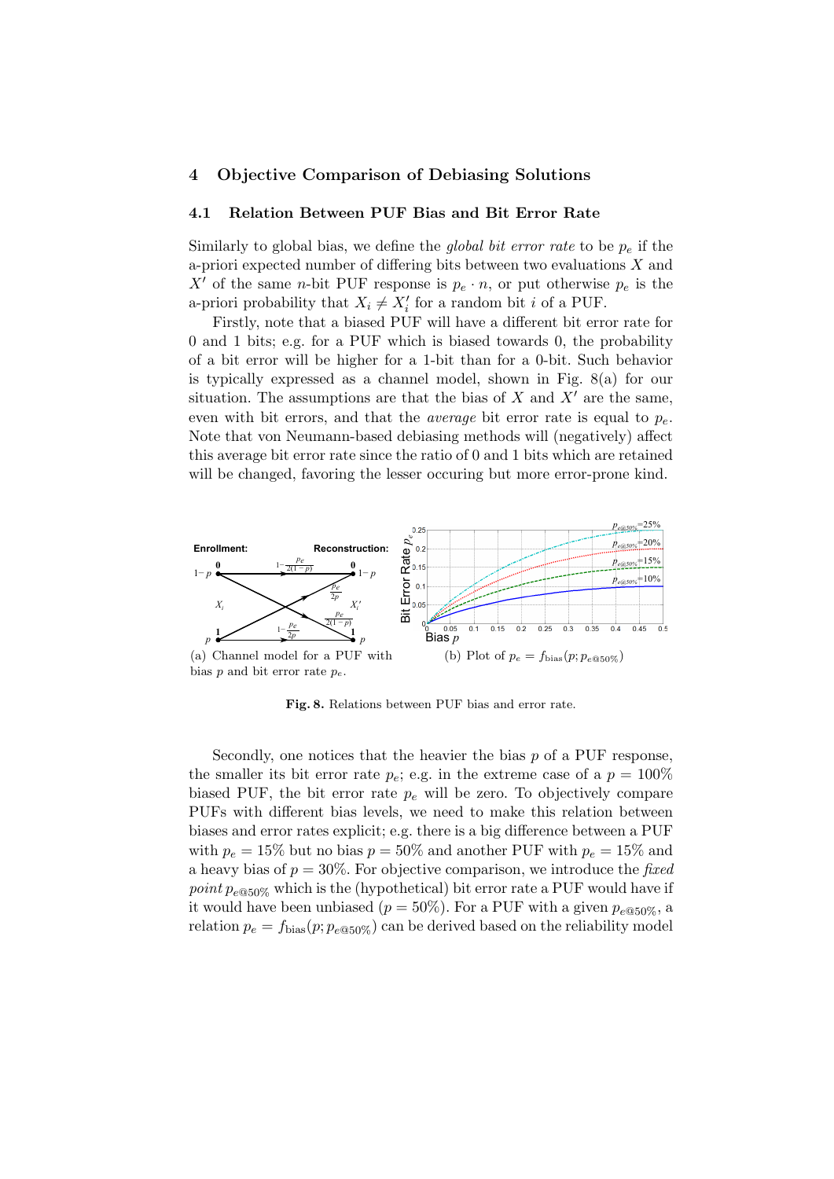## 4 Objective Comparison of Debiasing Solutions

### 4.1 Relation Between PUF Bias and Bit Error Rate

Similarly to global bias, we define the *global bit error rate* to be $p_e$ if the a-priori expected number of differing bits between two evaluations $X$ and $X'$ of the same $n$-bit PUF response is $p_e \cdot n$, or put otherwise $p_e$ is the a-priori probability that $X_i \neq X'_i$ for a random bit $i$ of a PUF.

Firstly, note that a biased PUF will have a different bit error rate for 0 and 1 bits; e.g. for a PUF which is biased towards 0, the probability of a bit error will be higher for a 1-bit than for a 0-bit. Such behavior is typically expressed as a channel model, shown in Fig. 8(a) for our situation. The assumptions are that the bias of $X$ and $X'$ are the same, even with bit errors, and that the *average* bit error rate is equal to $p_e$. Note that von Neumann-based debiasing methods will (negatively) affect this average bit error rate since the ratio of 0 and 1 bits which are retained will be changed, favoring the lesser occuring but more error-prone kind.

(a) Channel model for a PUF with bias $p$ and bit error rate $p_e$.

(b) Plot of $p_e = f_{\mathrm{bias}}(p; p_{e@50\%})$

**Fig. 8.** Relations between PUF bias and error rate.

Secondly, one notices that the heavier the bias $p$ of a PUF response, the smaller its bit error rate $p_e$; e.g. in the extreme case of a $p = 100\%$ biased PUF, the bit error rate $p_e$ will be zero. To objectively compare PUFs with different bias levels, we need to make this relation between biases and error rates explicit; e.g. there is a big difference between a PUF with $p_e = 15\%$ but no bias $p = 50\%$ and another PUF with $p_e = 15\%$ and a heavy bias of $p = 30\%$. For objective comparison, we introduce the *fixed point* $p_{e@50\%}$ which is the (hypothetical) bit error rate a PUF would have if it would have been unbiased ($p = 50\%$). For a PUF with a given $p_{e@50\%}$, a relation $p_e = f_{\mathrm{bias}}(p; p_{e@50\%})$ can be derived based on the reliability model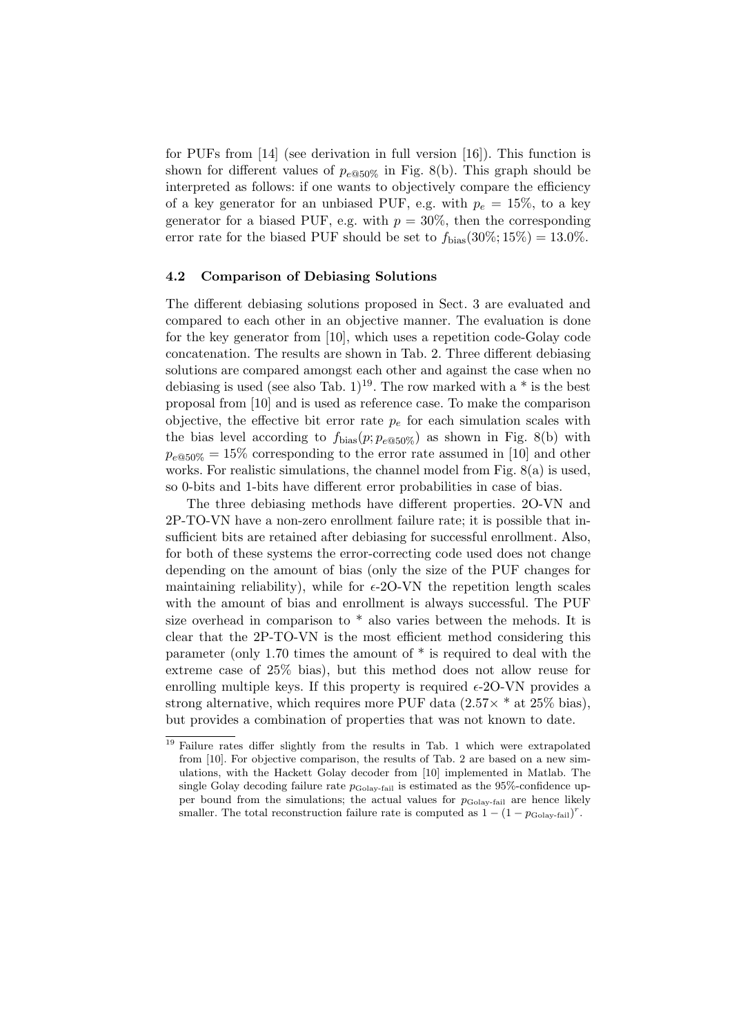for PUFs from [14] (see derivation in full version [16]). This function is shown for different values of $p_{e@50\%}$ in Fig. 8(b). This graph should be interpreted as follows: if one wants to objectively compare the efficiency of a key generator for an unbiased PUF, e.g. with $p_e = 15\%$, to a key generator for a biased PUF, e.g. with $p = 30\%$, then the corresponding error rate for the biased PUF should be set to $f_{\mathrm{bias}}(30\%; 15\%) = 13.0\%$.

### 4.2 Comparison of Debiasing Solutions

The different debiasing solutions proposed in Sect. 3 are evaluated and compared to each other in an objective manner. The evaluation is done for the key generator from [10], which uses a repetition code-Golay code concatenation. The results are shown in Tab. 2. Three different debiasing solutions are compared amongst each other and against the case when no debiasing is used (see also Tab. 1)[19]. The row marked with a * is the best proposal from [10] and is used as reference case. To make the comparison objective, the effective bit error rate $p_e$ for each simulation scales with the bias level according to $f_{\mathrm{bias}}(p; p_{e@50\%})$ as shown in Fig. 8(b) with $p_{e@50\%} = 15\%$ corresponding to the error rate assumed in [10] and other works. For realistic simulations, the channel model from Fig. 8(a) is used, so 0-bits and 1-bits have different error probabilities in case of bias.

The three debiasing methods have different properties. 2O-VN and 2P-TO-VN have a non-zero enrollment failure rate; it is possible that insufficient bits are retained after debiasing for successful enrollment. Also, for both of these systems the error-correcting code used does not change depending on the amount of bias (only the size of the PUF changes for maintaining reliability), while for $\epsilon$-2O-VN the repetition length scales with the amount of bias and enrollment is always successful. The PUF size overhead in comparison to * also varies between the mehods. It is clear that the 2P-TO-VN is the most efficient method considering this parameter (only 1.70 times the amount of * is required to deal with the extreme case of 25% bias), but this method does not allow reuse for enrolling multiple keys. If this property is required $\epsilon$-2O-VN provides a strong alternative, which requires more PUF data (2.57× * at 25% bias), but provides a combination of properties that was not known to date.

[19] Failure rates differ slightly from the results in Tab. 1 which were extrapolated from [10]. For objective comparison, the results of Tab. 2 are based on a new simulations, with the Hackett Golay decoder from [10] implemented in Matlab. The single Golay decoding failure rate $p_{\text{Golay-fail}}$ is estimated as the 95%-confidence upper bound from the simulations; the actual values for $p_{\text{Golay-fail}}$ are hence likely smaller. The total reconstruction failure rate is computed as $1 - (1 - p_{\text{Golay-fail}})^r$.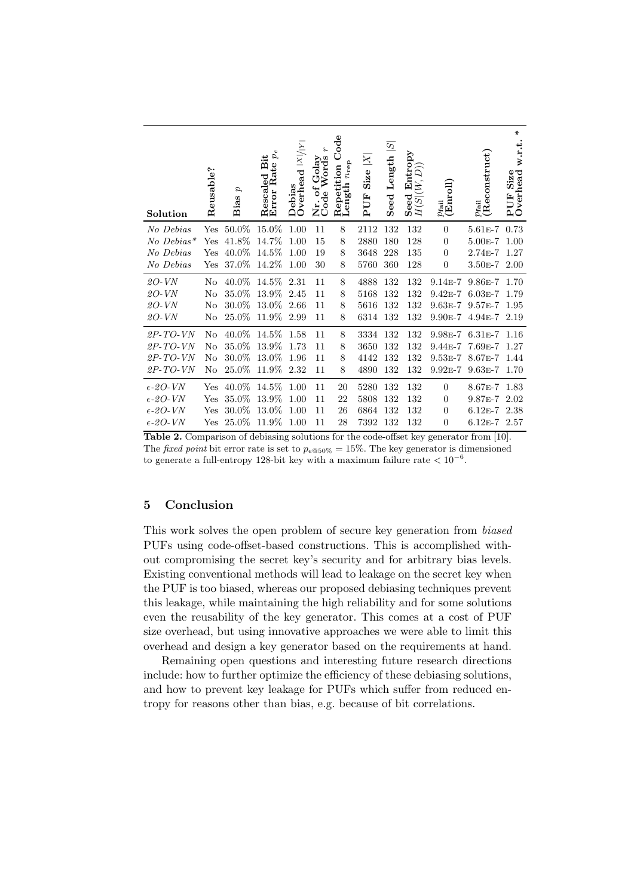| Solution | Reusable? | Bias $p$ | Rescaled Bit Error Rate $p_e$ | Debias Overhead $\lvert X' \rvert / \lvert Y \rvert$ | Nr. of Golay Code Words $r$ | Repetition Code Length $n_{\text{rep}}$ | PUF Size $\lvert X \rvert$ | Seed Length $\lvert S \rvert$ | Seed Entropy $H(S \mid (W, D))$ | $p_{\text{fail}}$ (Enroll) | $p_{\text{fail}}$ (Reconstruct) | PUF Size Overhead w.r.t. * |
|---|---|---|---|---|---|---|---|---|---|---|---|---|
| *No Debias* | Yes | 50.0% | 15.0% | 1.00 | 11 | 8 | 2112 | 132 | 132 | 0 | 5.61E-7 | 0.73 |
| *No Debias\** | Yes | 41.8% | 14.7% | 1.00 | 15 | 8 | 2880 | 180 | 128 | 0 | 5.00E-7 | 1.00 |
| *No Debias* | Yes | 40.0% | 14.5% | 1.00 | 19 | 8 | 3648 | 228 | 135 | 0 | 2.74E-7 | 1.27 |
| *No Debias* | Yes | 37.0% | 14.2% | 1.00 | 30 | 8 | 5760 | 360 | 128 | 0 | 3.50E-7 | 2.00 |
| *2O-VN* | No | 40.0% | 14.5% | 2.31 | 11 | 8 | 4888 | 132 | 132 | 9.14E-7 | 9.86E-7 | 1.70 |
| *2O-VN* | No | 35.0% | 13.9% | 2.45 | 11 | 8 | 5168 | 132 | 132 | 9.42E-7 | 6.03E-7 | 1.79 |
| *2O-VN* | No | 30.0% | 13.0% | 2.66 | 11 | 8 | 5616 | 132 | 132 | 9.63E-7 | 9.57E-7 | 1.95 |
| *2O-VN* | No | 25.0% | 11.9% | 2.99 | 11 | 8 | 6314 | 132 | 132 | 9.90E-7 | 4.94E-7 | 2.19 |
| *2P-TO-VN* | No | 40.0% | 14.5% | 1.58 | 11 | 8 | 3334 | 132 | 132 | 9.98E-7 | 6.31E-7 | 1.16 |
| *2P-TO-VN* | No | 35.0% | 13.9% | 1.73 | 11 | 8 | 3650 | 132 | 132 | 9.44E-7 | 7.69E-7 | 1.27 |
| *2P-TO-VN* | No | 30.0% | 13.0% | 1.96 | 11 | 8 | 4142 | 132 | 132 | 9.53E-7 | 8.67E-7 | 1.44 |
| *2P-TO-VN* | No | 25.0% | 11.9% | 2.32 | 11 | 8 | 4890 | 132 | 132 | 9.92E-7 | 9.63E-7 | 1.70 |
| *$\epsilon$-2O-VN* | Yes | 40.0% | 14.5% | 1.00 | 11 | 20 | 5280 | 132 | 132 | 0 | 8.67E-7 | 1.83 |
| *$\epsilon$-2O-VN* | Yes | 35.0% | 13.9% | 1.00 | 11 | 22 | 5808 | 132 | 132 | 0 | 9.87E-7 | 2.02 |
| *$\epsilon$-2O-VN* | Yes | 30.0% | 13.0% | 1.00 | 11 | 26 | 6864 | 132 | 132 | 0 | 6.12E-7 | 2.38 |
| *$\epsilon$-2O-VN* | Yes | 25.0% | 11.9% | 1.00 | 11 | 28 | 7392 | 132 | 132 | 0 | 6.12E-7 | 2.57 |

**Table 2.** Comparison of debiasing solutions for the code-offset key generator from [10]. The *fixed point* bit error rate is set to $p_{e@50\%} = 15\%$. The key generator is dimensioned to generate a full-entropy 128-bit key with a maximum failure rate $< 10^{-6}$.

## 5 Conclusion

This work solves the open problem of secure key generation from *biased* PUFs using code-offset-based constructions. This is accomplished without compromising the secret key's security and for arbitrary bias levels. Existing conventional methods will lead to leakage on the secret key when the PUF is too biased, whereas our proposed debiasing techniques prevent this leakage, while maintaining the high reliability and for some solutions even the reusability of the key generator. This comes at a cost of PUF size overhead, but using innovative approaches we were able to limit this overhead and design a key generator based on the requirements at hand.

Remaining open questions and interesting future research directions include: how to further optimize the efficiency of these debiasing solutions, and how to prevent key leakage for PUFs which suffer from reduced entropy for reasons other than bias, e.g. because of bit correlations.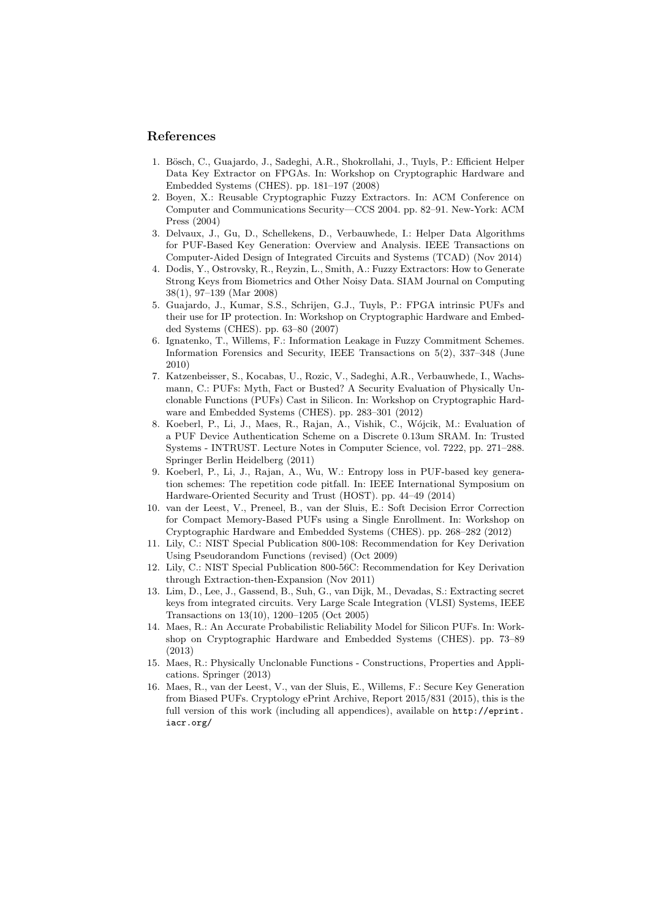## References

1. Bösch, C., Guajardo, J., Sadeghi, A.R., Shokrollahi, J., Tuyls, P.: Efficient Helper Data Key Extractor on FPGAs. In: Workshop on Cryptographic Hardware and Embedded Systems (CHES). pp. 181–197 (2008)
2. Boyen, X.: Reusable Cryptographic Fuzzy Extractors. In: ACM Conference on Computer and Communications Security—CCS 2004. pp. 82–91. New-York: ACM Press (2004)
3. Delvaux, J., Gu, D., Schellekens, D., Verbauwhede, I.: Helper Data Algorithms for PUF-Based Key Generation: Overview and Analysis. IEEE Transactions on Computer-Aided Design of Integrated Circuits and Systems (TCAD) (Nov 2014)
4. Dodis, Y., Ostrovsky, R., Reyzin, L., Smith, A.: Fuzzy Extractors: How to Generate Strong Keys from Biometrics and Other Noisy Data. SIAM Journal on Computing 38(1), 97–139 (Mar 2008)
5. Guajardo, J., Kumar, S.S., Schrijen, G.J., Tuyls, P.: FPGA intrinsic PUFs and their use for IP protection. In: Workshop on Cryptographic Hardware and Embedded Systems (CHES). pp. 63–80 (2007)
6. Ignatenko, T., Willems, F.: Information Leakage in Fuzzy Commitment Schemes. Information Forensics and Security, IEEE Transactions on 5(2), 337–348 (June 2010)
7. Katzenbeisser, S., Kocabas, U., Rozic, V., Sadeghi, A.R., Verbauwhede, I., Wachsmann, C.: PUFs: Myth, Fact or Busted? A Security Evaluation of Physically Unclonable Functions (PUFs) Cast in Silicon. In: Workshop on Cryptographic Hardware and Embedded Systems (CHES). pp. 283–301 (2012)
8. Koeberl, P., Li, J., Maes, R., Rajan, A., Vishik, C., Wójcik, M.: Evaluation of a PUF Device Authentication Scheme on a Discrete 0.13um SRAM. In: Trusted Systems - INTRUST. Lecture Notes in Computer Science, vol. 7222, pp. 271–288. Springer Berlin Heidelberg (2011)
9. Koeberl, P., Li, J., Rajan, A., Wu, W.: Entropy loss in PUF-based key generation schemes: The repetition code pitfall. In: IEEE International Symposium on Hardware-Oriented Security and Trust (HOST). pp. 44–49 (2014)
10. van der Leest, V., Preneel, B., van der Sluis, E.: Soft Decision Error Correction for Compact Memory-Based PUFs using a Single Enrollment. In: Workshop on Cryptographic Hardware and Embedded Systems (CHES). pp. 268–282 (2012)
11. Lily, C.: NIST Special Publication 800-108: Recommendation for Key Derivation Using Pseudorandom Functions (revised) (Oct 2009)
12. Lily, C.: NIST Special Publication 800-56C: Recommendation for Key Derivation through Extraction-then-Expansion (Nov 2011)
13. Lim, D., Lee, J., Gassend, B., Suh, G., van Dijk, M., Devadas, S.: Extracting secret keys from integrated circuits. Very Large Scale Integration (VLSI) Systems, IEEE Transactions on 13(10), 1200–1205 (Oct 2005)
14. Maes, R.: An Accurate Probabilistic Reliability Model for Silicon PUFs. In: Workshop on Cryptographic Hardware and Embedded Systems (CHES). pp. 73–89 (2013)
15. Maes, R.: Physically Unclonable Functions - Constructions, Properties and Applications. Springer (2013)
16. Maes, R., van der Leest, V., van der Sluis, E., Willems, F.: Secure Key Generation from Biased PUFs. Cryptology ePrint Archive, Report 2015/831 (2015), this is the full version of this work (including all appendices), available on `http://eprint.iacr.org/`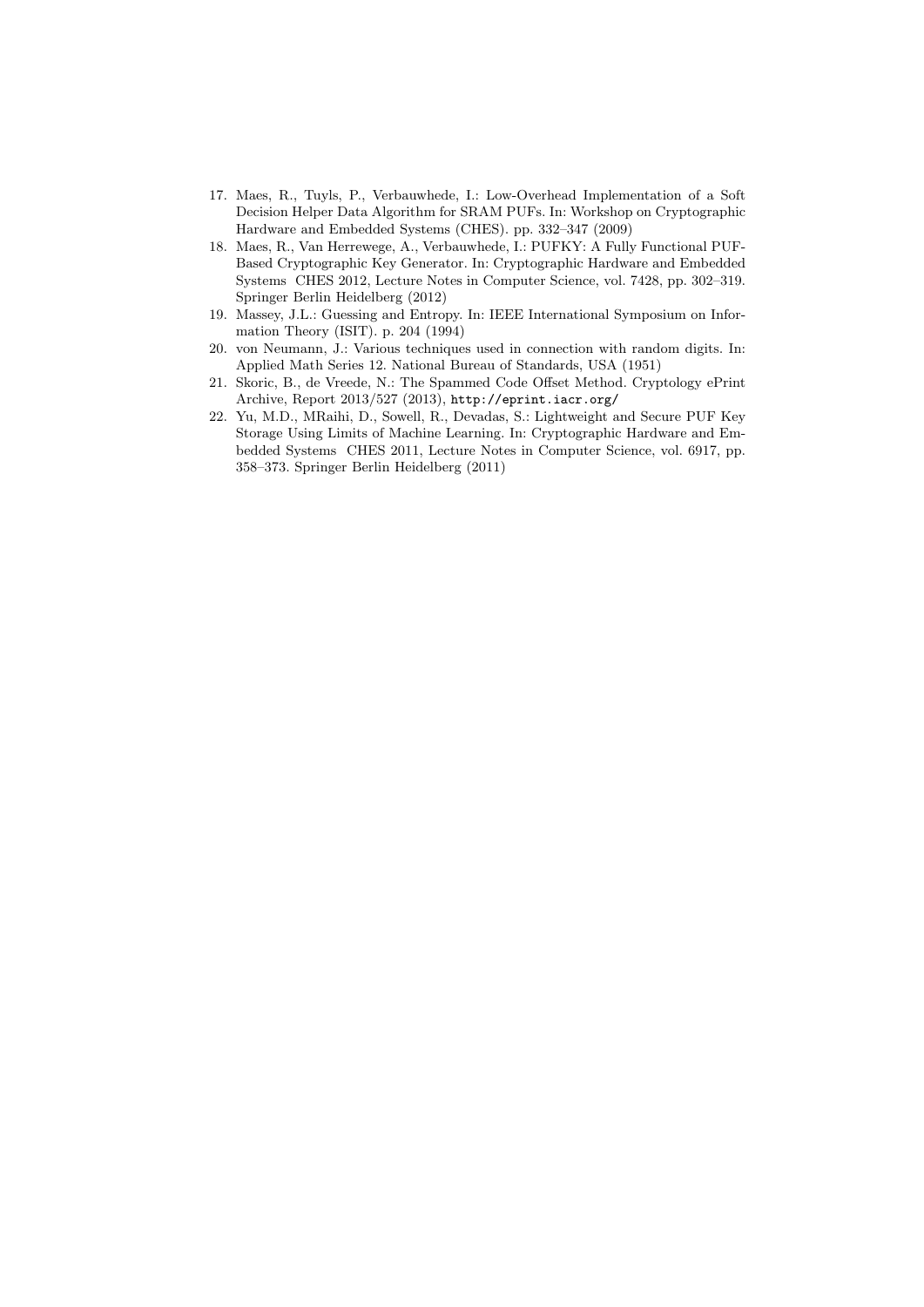17. Maes, R., Tuyls, P., Verbauwhede, I.: Low-Overhead Implementation of a Soft Decision Helper Data Algorithm for SRAM PUFs. In: Workshop on Cryptographic Hardware and Embedded Systems (CHES). pp. 332–347 (2009)
18. Maes, R., Van Herrewege, A., Verbauwhede, I.: PUFKY: A Fully Functional PUF-Based Cryptographic Key Generator. In: Cryptographic Hardware and Embedded Systems CHES 2012, Lecture Notes in Computer Science, vol. 7428, pp. 302–319. Springer Berlin Heidelberg (2012)
19. Massey, J.L.: Guessing and Entropy. In: IEEE International Symposium on Information Theory (ISIT). p. 204 (1994)
20. von Neumann, J.: Various techniques used in connection with random digits. In: Applied Math Series 12. National Bureau of Standards, USA (1951)
21. Skoric, B., de Vreede, N.: The Spammed Code Offset Method. Cryptology ePrint Archive, Report 2013/527 (2013), `http://eprint.iacr.org/`
22. Yu, M.D., MRaihi, D., Sowell, R., Devadas, S.: Lightweight and Secure PUF Key Storage Using Limits of Machine Learning. In: Cryptographic Hardware and Embedded Systems CHES 2011, Lecture Notes in Computer Science, vol. 6917, pp. 358–373. Springer Berlin Heidelberg (2011)